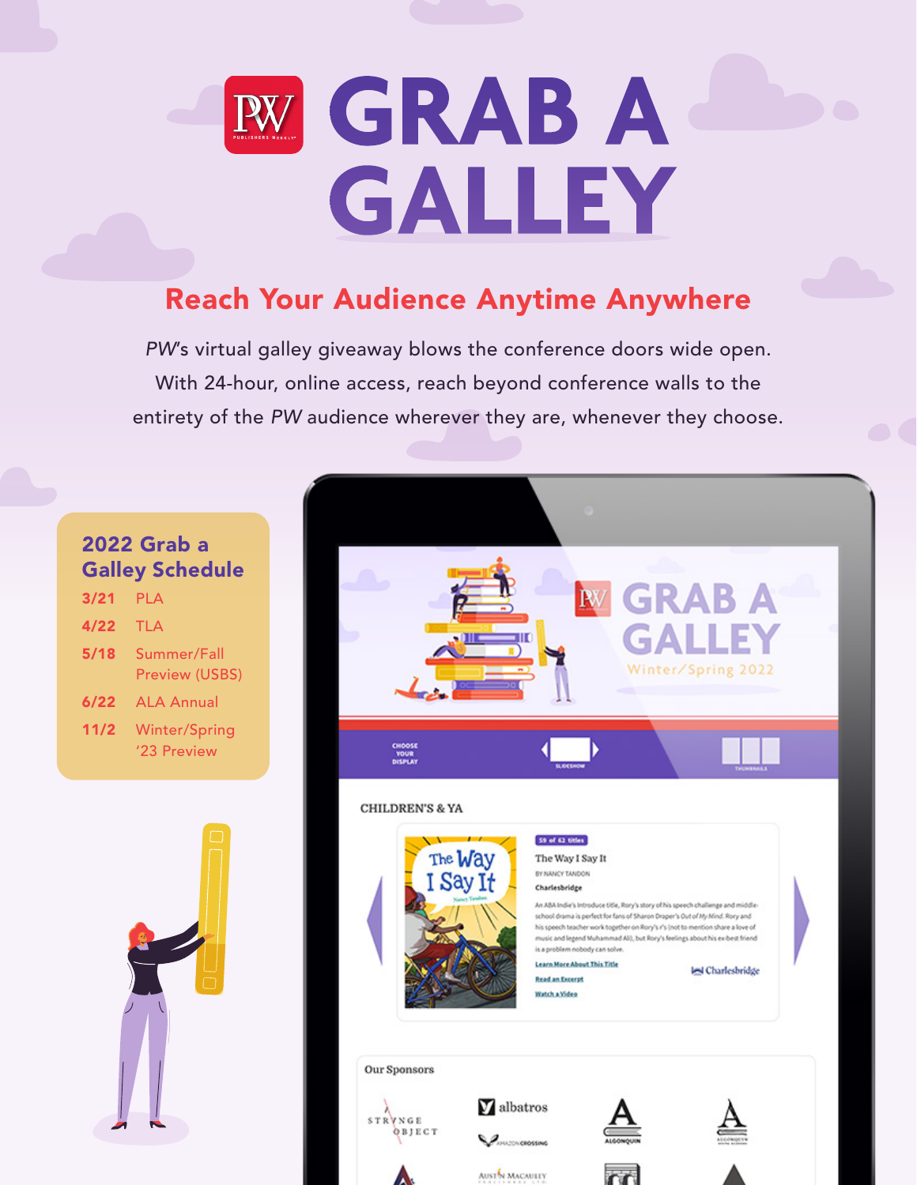# GRAB A GALLEY

## Reach Your Audience Anytime Anywhere

*PW*'s virtual galley giveaway blows the conference doors wide open. With 24-hour, online access, reach beyond conference walls to the entirety of the *PW* audience wherever they are, whenever they choose.

### 2022 Grab a Galley Schedule

| | |
|---|---|
| 3/21 | PLA |
| 4/22 | TLA |
| 5/18 | Summer/Fall Preview (USBS) |
| 6/22 | ALA Annual |
| 11/2 | Winter/Spring '23 Preview |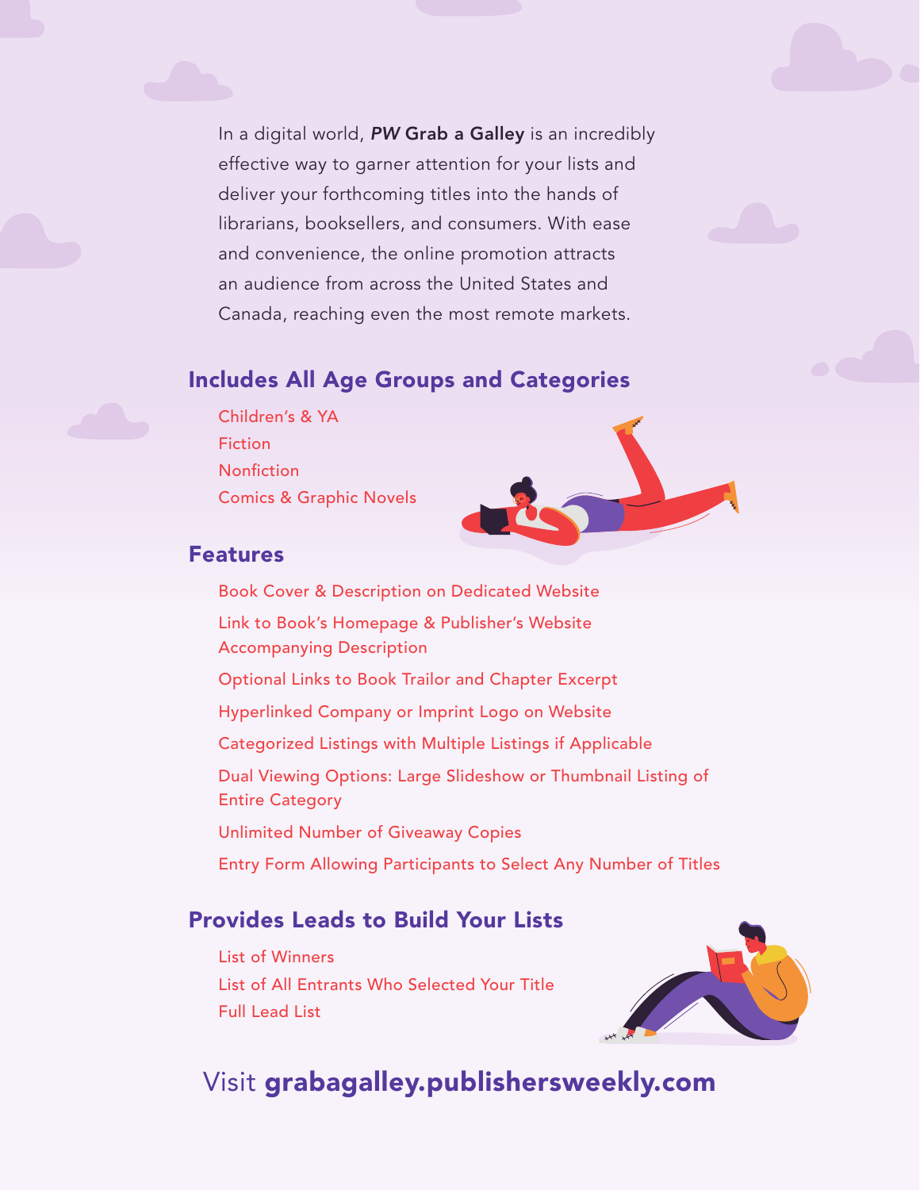In a digital world, ***PW* Grab a Galley** is an incredibly effective way to garner attention for your lists and deliver your forthcoming titles into the hands of librarians, booksellers, and consumers. With ease and convenience, the online promotion attracts an audience from across the United States and Canada, reaching even the most remote markets.

## Includes All Age Groups and Categories

- Children's & YA
- Fiction
- Nonfiction
- Comics & Graphic Novels

## Features

- Book Cover & Description on Dedicated Website
- Link to Book's Homepage & Publisher's Website Accompanying Description
- Optional Links to Book Trailor and Chapter Excerpt
- Hyperlinked Company or Imprint Logo on Website
- Categorized Listings with Multiple Listings if Applicable
- Dual Viewing Options: Large Slideshow or Thumbnail Listing of Entire Category
- Unlimited Number of Giveaway Copies
- Entry Form Allowing Participants to Select Any Number of Titles

## Provides Leads to Build Your Lists

- List of Winners
- List of All Entrants Who Selected Your Title
- Full Lead List

Visit **grabagalley.publishersweekly.com**